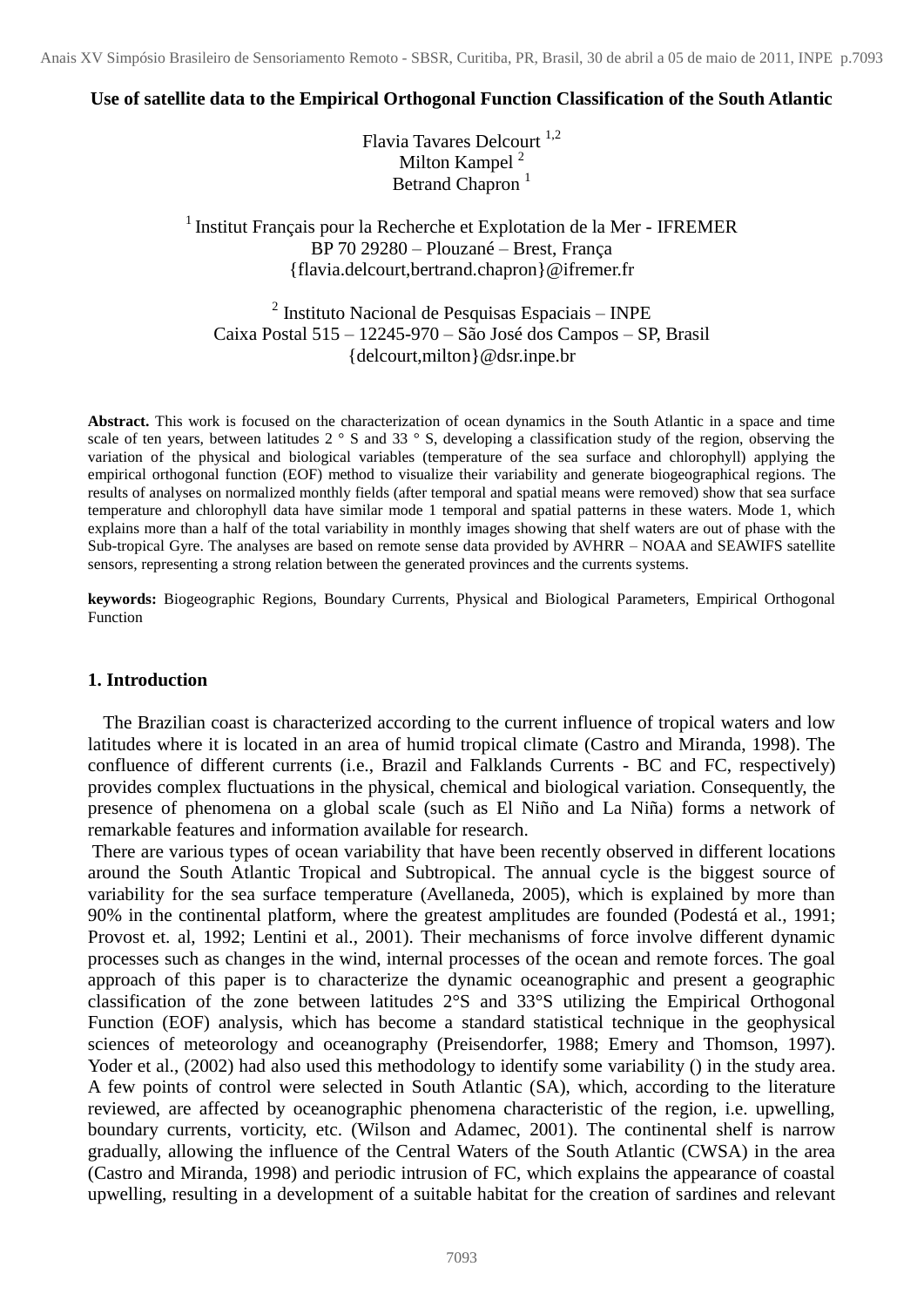# Use of satellite data to the Empirical Orthogonal Function Classification of the South Atlantic

Flavia Tavares Delcourt [1,2]
Milton Kampel [2]
Betrand Chapron [1]

[1] Institut Français pour la Recherche et Explotation de la Mer - IFREMER
BP 70 29280 – Plouzané – Brest, França
{flavia.delcourt,bertrand.chapron}@ifremer.fr

[2] Instituto Nacional de Pesquisas Espaciais – INPE
Caixa Postal 515 – 12245-970 – São José dos Campos – SP, Brasil
{delcourt,milton}@dsr.inpe.br

**Abstract.** This work is focused on the characterization of ocean dynamics in the South Atlantic in a space and time scale of ten years, between latitudes 2 ° S and 33 ° S, developing a classification study of the region, observing the variation of the physical and biological variables (temperature of the sea surface and chlorophyll) applying the empirical orthogonal function (EOF) method to visualize their variability and generate biogeographical regions. The results of analyses on normalized monthly fields (after temporal and spatial means were removed) show that sea surface temperature and chlorophyll data have similar mode 1 temporal and spatial patterns in these waters. Mode 1, which explains more than a half of the total variability in monthly images showing that shelf waters are out of phase with the Sub-tropical Gyre. The analyses are based on remote sense data provided by AVHRR – NOAA and SEAWIFS satellite sensors, representing a strong relation between the generated provinces and the currents systems.

**keywords:** Biogeographic Regions, Boundary Currents, Physical and Biological Parameters, Empirical Orthogonal Function

## 1. Introduction

The Brazilian coast is characterized according to the current influence of tropical waters and low latitudes where it is located in an area of humid tropical climate (Castro and Miranda, 1998). The confluence of different currents (i.e., Brazil and Falklands Currents - BC and FC, respectively) provides complex fluctuations in the physical, chemical and biological variation. Consequently, the presence of phenomena on a global scale (such as El Niño and La Niña) forms a network of remarkable features and information available for research.

There are various types of ocean variability that have been recently observed in different locations around the South Atlantic Tropical and Subtropical. The annual cycle is the biggest source of variability for the sea surface temperature (Avellaneda, 2005), which is explained by more than 90% in the continental platform, where the greatest amplitudes are founded (Podestá et al., 1991; Provost et. al, 1992; Lentini et al., 2001). Their mechanisms of force involve different dynamic processes such as changes in the wind, internal processes of the ocean and remote forces. The goal approach of this paper is to characterize the dynamic oceanographic and present a geographic classification of the zone between latitudes 2°S and 33°S utilizing the Empirical Orthogonal Function (EOF) analysis, which has become a standard statistical technique in the geophysical sciences of meteorology and oceanography (Preisendorfer, 1988; Emery and Thomson, 1997). Yoder et al., (2002) had also used this methodology to identify some variability () in the study area. A few points of control were selected in South Atlantic (SA), which, according to the literature reviewed, are affected by oceanographic phenomena characteristic of the region, i.e. upwelling, boundary currents, vorticity, etc. (Wilson and Adamec, 2001). The continental shelf is narrow gradually, allowing the influence of the Central Waters of the South Atlantic (CWSA) in the area (Castro and Miranda, 1998) and periodic intrusion of FC, which explains the appearance of coastal upwelling, resulting in a development of a suitable habitat for the creation of sardines and relevant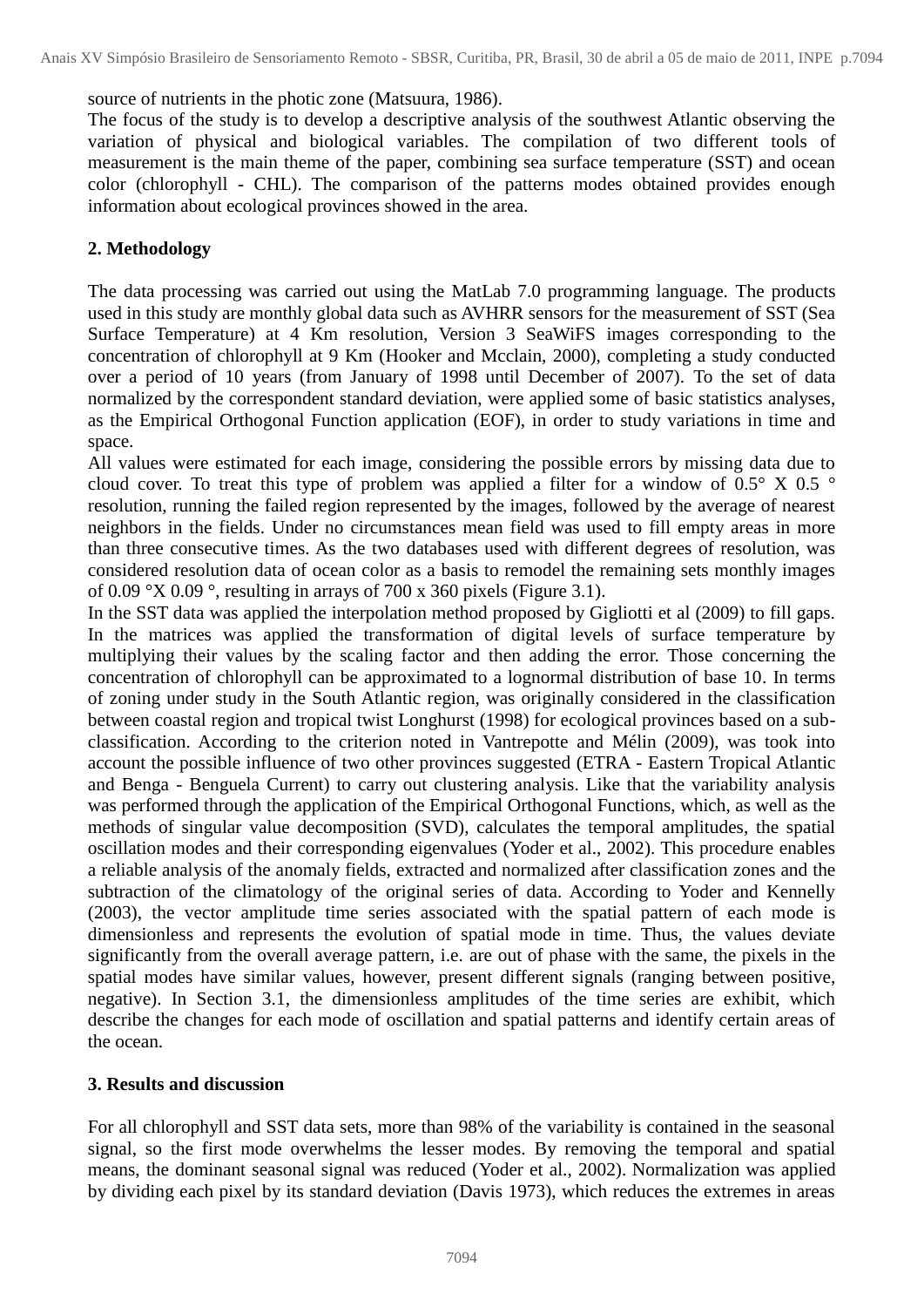source of nutrients in the photic zone (Matsuura, 1986).

The focus of the study is to develop a descriptive analysis of the southwest Atlantic observing the variation of physical and biological variables. The compilation of two different tools of measurement is the main theme of the paper, combining sea surface temperature (SST) and ocean color (chlorophyll - CHL). The comparison of the patterns modes obtained provides enough information about ecological provinces showed in the area.

## 2. Methodology

The data processing was carried out using the MatLab 7.0 programming language. The products used in this study are monthly global data such as AVHRR sensors for the measurement of SST (Sea Surface Temperature) at 4 Km resolution, Version 3 SeaWiFS images corresponding to the concentration of chlorophyll at 9 Km (Hooker and Mcclain, 2000), completing a study conducted over a period of 10 years (from January of 1998 until December of 2007). To the set of data normalized by the correspondent standard deviation, were applied some of basic statistics analyses, as the Empirical Orthogonal Function application (EOF), in order to study variations in time and space.

All values were estimated for each image, considering the possible errors by missing data due to cloud cover. To treat this type of problem was applied a filter for a window of 0.5° X 0.5 ° resolution, running the failed region represented by the images, followed by the average of nearest neighbors in the fields. Under no circumstances mean field was used to fill empty areas in more than three consecutive times. As the two databases used with different degrees of resolution, was considered resolution data of ocean color as a basis to remodel the remaining sets monthly images of 0.09 °X 0.09 °, resulting in arrays of 700 x 360 pixels (Figure 3.1).

In the SST data was applied the interpolation method proposed by Gigliotti et al (2009) to fill gaps. In the matrices was applied the transformation of digital levels of surface temperature by multiplying their values by the scaling factor and then adding the error. Those concerning the concentration of chlorophyll can be approximated to a lognormal distribution of base 10. In terms of zoning under study in the South Atlantic region, was originally considered in the classification between coastal region and tropical twist Longhurst (1998) for ecological provinces based on a sub-classification. According to the criterion noted in Vantrepotte and Mélin (2009), was took into account the possible influence of two other provinces suggested (ETRA - Eastern Tropical Atlantic and Benga - Benguela Current) to carry out clustering analysis. Like that the variability analysis was performed through the application of the Empirical Orthogonal Functions, which, as well as the methods of singular value decomposition (SVD), calculates the temporal amplitudes, the spatial oscillation modes and their corresponding eigenvalues (Yoder et al., 2002). This procedure enables a reliable analysis of the anomaly fields, extracted and normalized after classification zones and the subtraction of the climatology of the original series of data. According to Yoder and Kennelly (2003), the vector amplitude time series associated with the spatial pattern of each mode is dimensionless and represents the evolution of spatial mode in time. Thus, the values deviate significantly from the overall average pattern, i.e. are out of phase with the same, the pixels in the spatial modes have similar values, however, present different signals (ranging between positive, negative). In Section 3.1, the dimensionless amplitudes of the time series are exhibit, which describe the changes for each mode of oscillation and spatial patterns and identify certain areas of the ocean.

## 3. Results and discussion

For all chlorophyll and SST data sets, more than 98% of the variability is contained in the seasonal signal, so the first mode overwhelms the lesser modes. By removing the temporal and spatial means, the dominant seasonal signal was reduced (Yoder et al., 2002). Normalization was applied by dividing each pixel by its standard deviation (Davis 1973), which reduces the extremes in areas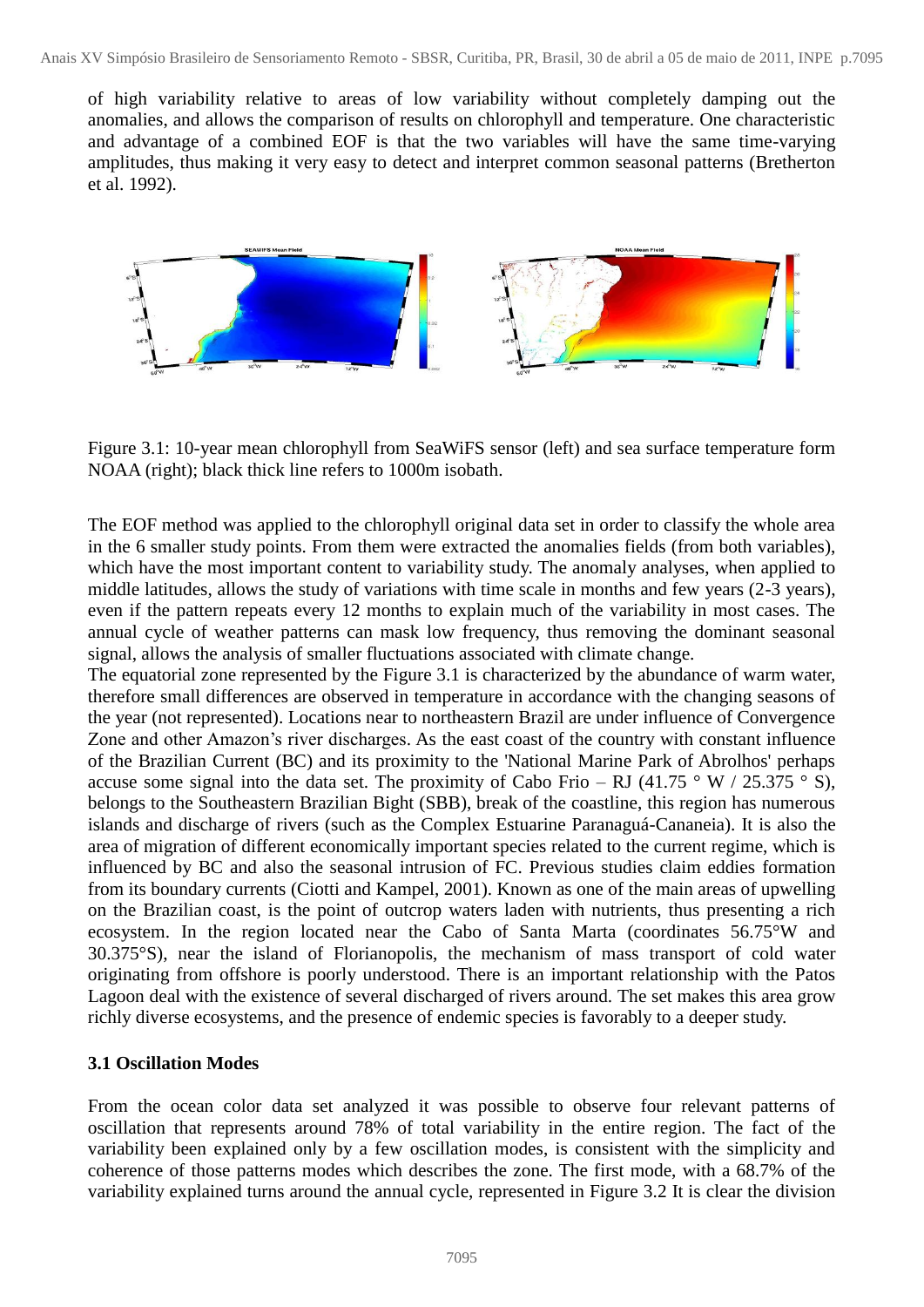of high variability relative to areas of low variability without completely damping out the anomalies, and allows the comparison of results on chlorophyll and temperature. One characteristic and advantage of a combined EOF is that the two variables will have the same time-varying amplitudes, thus making it very easy to detect and interpret common seasonal patterns (Bretherton et al. 1992).

Figure 3.1: 10-year mean chlorophyll from SeaWiFS sensor (left) and sea surface temperature form NOAA (right); black thick line refers to 1000m isobath.

The EOF method was applied to the chlorophyll original data set in order to classify the whole area in the 6 smaller study points. From them were extracted the anomalies fields (from both variables), which have the most important content to variability study. The anomaly analyses, when applied to middle latitudes, allows the study of variations with time scale in months and few years (2-3 years), even if the pattern repeats every 12 months to explain much of the variability in most cases. The annual cycle of weather patterns can mask low frequency, thus removing the dominant seasonal signal, allows the analysis of smaller fluctuations associated with climate change.

The equatorial zone represented by the Figure 3.1 is characterized by the abundance of warm water, therefore small differences are observed in temperature in accordance with the changing seasons of the year (not represented). Locations near to northeastern Brazil are under influence of Convergence Zone and other Amazon's river discharges. As the east coast of the country with constant influence of the Brazilian Current (BC) and its proximity to the 'National Marine Park of Abrolhos' perhaps accuse some signal into the data set. The proximity of Cabo Frio – RJ (41.75 ° W / 25.375 ° S), belongs to the Southeastern Brazilian Bight (SBB), break of the coastline, this region has numerous islands and discharge of rivers (such as the Complex Estuarine Paranaguá-Cananeia). It is also the area of migration of different economically important species related to the current regime, which is influenced by BC and also the seasonal intrusion of FC. Previous studies claim eddies formation from its boundary currents (Ciotti and Kampel, 2001). Known as one of the main areas of upwelling on the Brazilian coast, is the point of outcrop waters laden with nutrients, thus presenting a rich ecosystem. In the region located near the Cabo of Santa Marta (coordinates 56.75°W and 30.375°S), near the island of Florianopolis, the mechanism of mass transport of cold water originating from offshore is poorly understood. There is an important relationship with the Patos Lagoon deal with the existence of several discharged of rivers around. The set makes this area grow richly diverse ecosystems, and the presence of endemic species is favorably to a deeper study.

### 3.1 Oscillation Modes

From the ocean color data set analyzed it was possible to observe four relevant patterns of oscillation that represents around 78% of total variability in the entire region. The fact of the variability been explained only by a few oscillation modes, is consistent with the simplicity and coherence of those patterns modes which describes the zone. The first mode, with a 68.7% of the variability explained turns around the annual cycle, represented in Figure 3.2 It is clear the division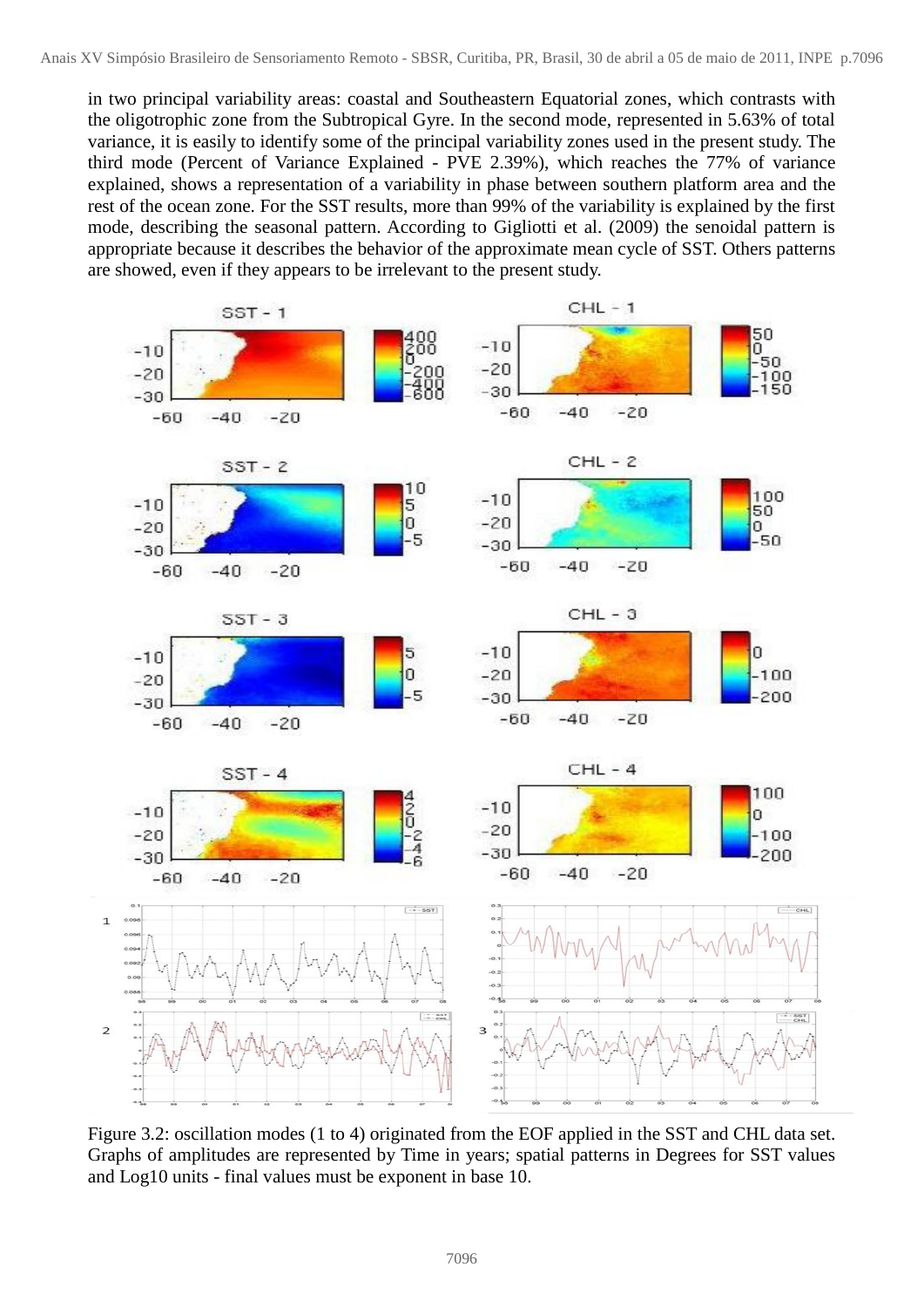in two principal variability areas: coastal and Southeastern Equatorial zones, which contrasts with the oligotrophic zone from the Subtropical Gyre. In the second mode, represented in 5.63% of total variance, it is easily to identify some of the principal variability zones used in the present study. The third mode (Percent of Variance Explained - PVE 2.39%), which reaches the 77% of variance explained, shows a representation of a variability in phase between southern platform area and the rest of the ocean zone. For the SST results, more than 99% of the variability is explained by the first mode, describing the seasonal pattern. According to Gigliotti et al. (2009) the senoidal pattern is appropriate because it describes the behavior of the approximate mean cycle of SST. Others patterns are showed, even if they appears to be irrelevant to the present study.

Figure 3.2: oscillation modes (1 to 4) originated from the EOF applied in the SST and CHL data set. Graphs of amplitudes are represented by Time in years; spatial patterns in Degrees for SST values and Log10 units - final values must be exponent in base 10.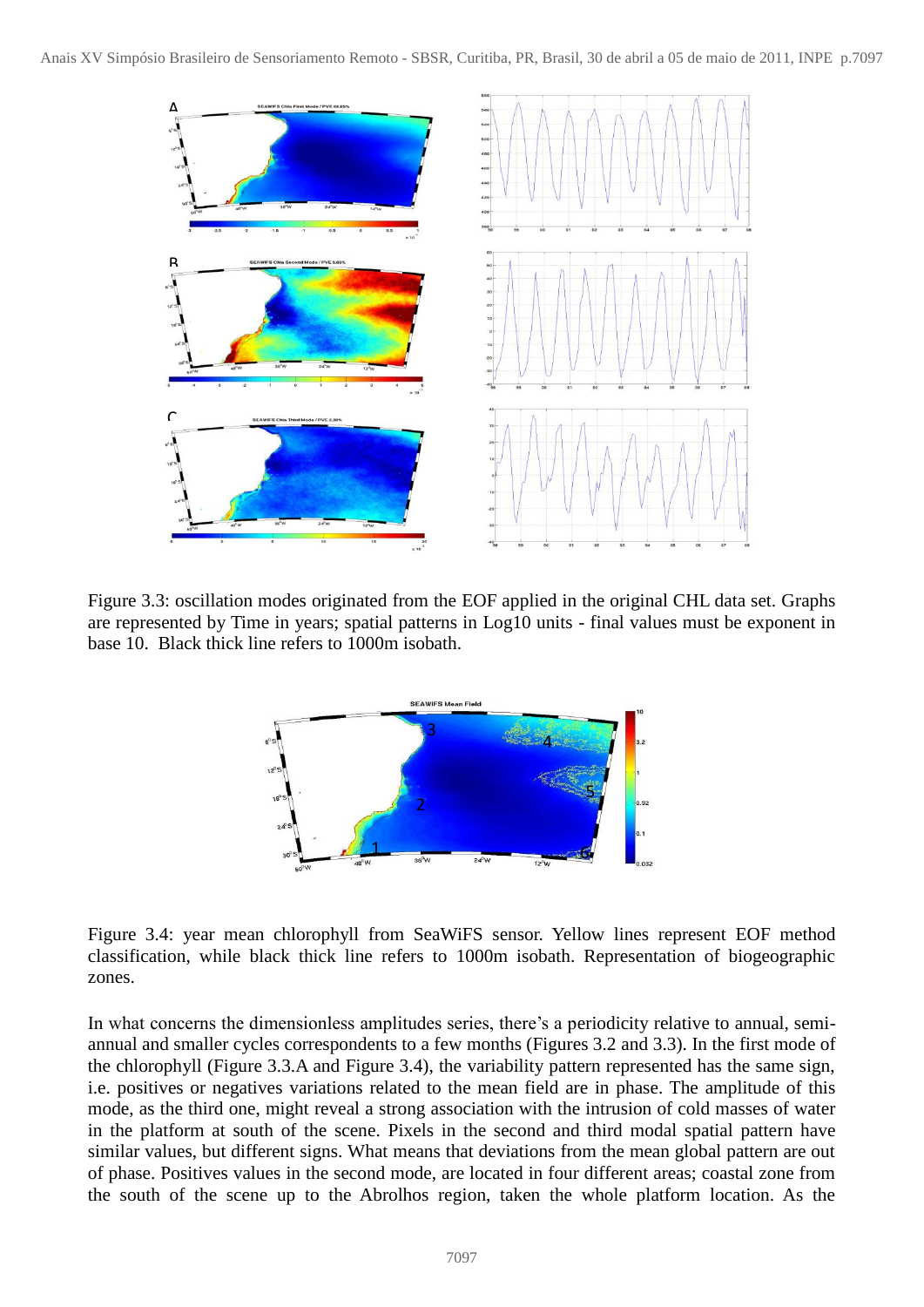Figure 3.3: oscillation modes originated from the EOF applied in the original CHL data set. Graphs are represented by Time in years; spatial patterns in Log10 units - final values must be exponent in base 10. Black thick line refers to 1000m isobath.

Figure 3.4: year mean chlorophyll from SeaWiFS sensor. Yellow lines represent EOF method classification, while black thick line refers to 1000m isobath. Representation of biogeographic zones.

In what concerns the dimensionless amplitudes series, there's a periodicity relative to annual, semi-annual and smaller cycles correspondents to a few months (Figures 3.2 and 3.3). In the first mode of the chlorophyll (Figure 3.3.A and Figure 3.4), the variability pattern represented has the same sign, i.e. positives or negatives variations related to the mean field are in phase. The amplitude of this mode, as the third one, might reveal a strong association with the intrusion of cold masses of water in the platform at south of the scene. Pixels in the second and third modal spatial pattern have similar values, but different signs. What means that deviations from the mean global pattern are out of phase. Positives values in the second mode, are located in four different areas; coastal zone from the south of the scene up to the Abrolhos region, taken the whole platform location. As the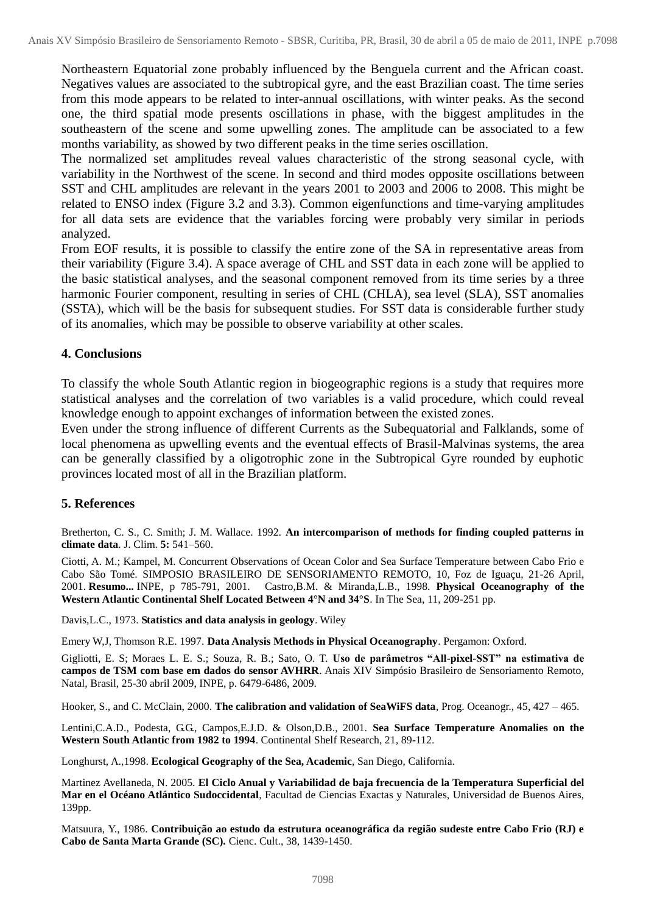Northeastern Equatorial zone probably influenced by the Benguela current and the African coast. Negatives values are associated to the subtropical gyre, and the east Brazilian coast. The time series from this mode appears to be related to inter-annual oscillations, with winter peaks. As the second one, the third spatial mode presents oscillations in phase, with the biggest amplitudes in the southeastern of the scene and some upwelling zones. The amplitude can be associated to a few months variability, as showed by two different peaks in the time series oscillation.

The normalized set amplitudes reveal values characteristic of the strong seasonal cycle, with variability in the Northwest of the scene. In second and third modes opposite oscillations between SST and CHL amplitudes are relevant in the years 2001 to 2003 and 2006 to 2008. This might be related to ENSO index (Figure 3.2 and 3.3). Common eigenfunctions and time-varying amplitudes for all data sets are evidence that the variables forcing were probably very similar in periods analyzed.

From EOF results, it is possible to classify the entire zone of the SA in representative areas from their variability (Figure 3.4). A space average of CHL and SST data in each zone will be applied to the basic statistical analyses, and the seasonal component removed from its time series by a three harmonic Fourier component, resulting in series of CHL (CHLA), sea level (SLA), SST anomalies (SSTA), which will be the basis for subsequent studies. For SST data is considerable further study of its anomalies, which may be possible to observe variability at other scales.

## 4. Conclusions

To classify the whole South Atlantic region in biogeographic regions is a study that requires more statistical analyses and the correlation of two variables is a valid procedure, which could reveal knowledge enough to appoint exchanges of information between the existed zones.

Even under the strong influence of different Currents as the Subequatorial and Falklands, some of local phenomena as upwelling events and the eventual effects of Brasil-Malvinas systems, the area can be generally classified by a oligotrophic zone in the Subtropical Gyre rounded by euphotic provinces located most of all in the Brazilian platform.

## 5. References

Bretherton, C. S., C. Smith; J. M. Wallace. 1992. **An intercomparison of methods for finding coupled patterns in climate data**. J. Clim. **5:** 541–560.

Ciotti, A. M.; Kampel, M. Concurrent Observations of Ocean Color and Sea Surface Temperature between Cabo Frio e Cabo São Tomé. SIMPOSIO BRASILEIRO DE SENSORIAMENTO REMOTO, 10, Foz de Iguaçu, 21-26 April, 2001. **Resumo...** INPE, p 785-791, 2001. Castro,B.M. & Miranda,L.B., 1998. **Physical Oceanography of the Western Atlantic Continental Shelf Located Between 4°N and 34°S**. In The Sea, 11, 209-251 pp.

Davis,L.C., 1973. **Statistics and data analysis in geology**. Wiley

Emery W,J, Thomson R.E. 1997. **Data Analysis Methods in Physical Oceanography**. Pergamon: Oxford.

Gigliotti, E. S; Moraes L. E. S.; Souza, R. B.; Sato, O. T. **Uso de parâmetros "All-pixel-SST" na estimativa de campos de TSM com base em dados do sensor AVHRR**. Anais XIV Simpósio Brasileiro de Sensoriamento Remoto, Natal, Brasil, 25-30 abril 2009, INPE, p. 6479-6486, 2009.

Hooker, S., and C. McClain, 2000. **The calibration and validation of SeaWiFS data**, Prog. Oceanogr., 45, 427 – 465.

Lentini,C.A.D., Podesta, G.G., Campos,E.J.D. & Olson,D.B., 2001. **Sea Surface Temperature Anomalies on the Western South Atlantic from 1982 to 1994**. Continental Shelf Research, 21, 89-112.

Longhurst, A.,1998. **Ecological Geography of the Sea, Academic**, San Diego, California.

Martinez Avellaneda, N. 2005. **El Ciclo Anual y Variabilidad de baja frecuencia de la Temperatura Superficial del Mar en el Océano Atlántico Sudoccidental**, Facultad de Ciencias Exactas y Naturales, Universidad de Buenos Aires, 139pp.

Matsuura, Y., 1986. **Contribuição ao estudo da estrutura oceanográfica da região sudeste entre Cabo Frio (RJ) e Cabo de Santa Marta Grande (SC).** Cienc. Cult., 38, 1439-1450.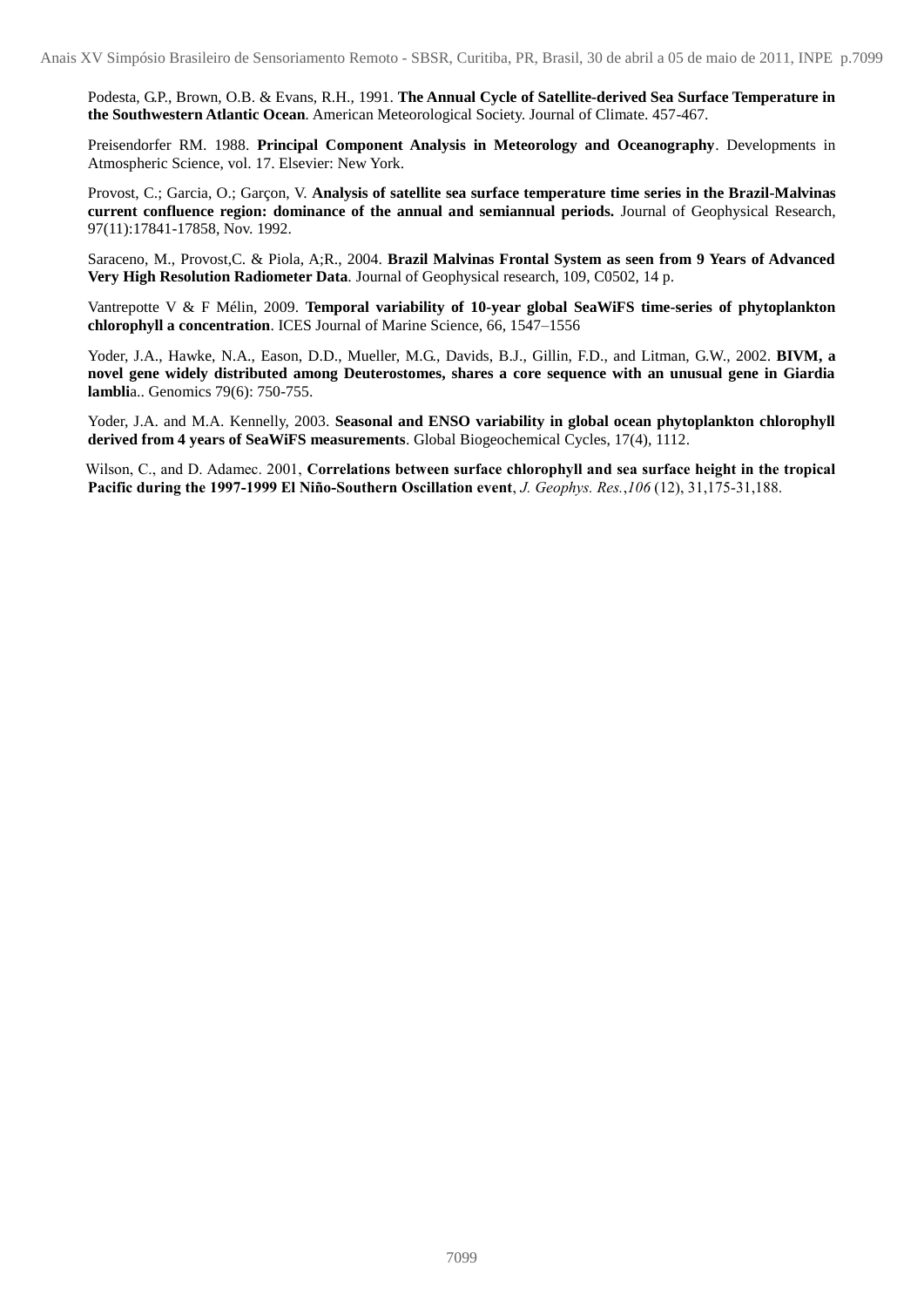Podesta, G.P., Brown, O.B. & Evans, R.H., 1991. **The Annual Cycle of Satellite-derived Sea Surface Temperature in the Southwestern Atlantic Ocean**. American Meteorological Society. Journal of Climate. 457-467.

Preisendorfer RM. 1988. **Principal Component Analysis in Meteorology and Oceanography**. Developments in Atmospheric Science, vol. 17. Elsevier: New York.

Provost, C.; Garcia, O.; Garçon, V. **Analysis of satellite sea surface temperature time series in the Brazil-Malvinas current confluence region: dominance of the annual and semiannual periods.** Journal of Geophysical Research, 97(11):17841-17858, Nov. 1992.

Saraceno, M., Provost,C. & Piola, A;R., 2004. **Brazil Malvinas Frontal System as seen from 9 Years of Advanced Very High Resolution Radiometer Data**. Journal of Geophysical research, 109, C0502, 14 p.

Vantrepotte V & F Mélin, 2009. **Temporal variability of 10-year global SeaWiFS time-series of phytoplankton chlorophyll a concentration**. ICES Journal of Marine Science, 66, 1547–1556

Yoder, J.A., Hawke, N.A., Eason, D.D., Mueller, M.G., Davids, B.J., Gillin, F.D., and Litman, G.W., 2002. **BIVM, a novel gene widely distributed among Deuterostomes, shares a core sequence with an unusual gene in Giardia lambli**a.. Genomics 79(6): 750-755.

Yoder, J.A. and M.A. Kennelly, 2003. **Seasonal and ENSO variability in global ocean phytoplankton chlorophyll derived from 4 years of SeaWiFS measurements**. Global Biogeochemical Cycles, 17(4), 1112.

Wilson, C., and D. Adamec. 2001, **Correlations between surface chlorophyll and sea surface height in the tropical Pacific during the 1997-1999 El Niño-Southern Oscillation event**, *J. Geophys. Res.*,*106* (12), 31,175-31,188.